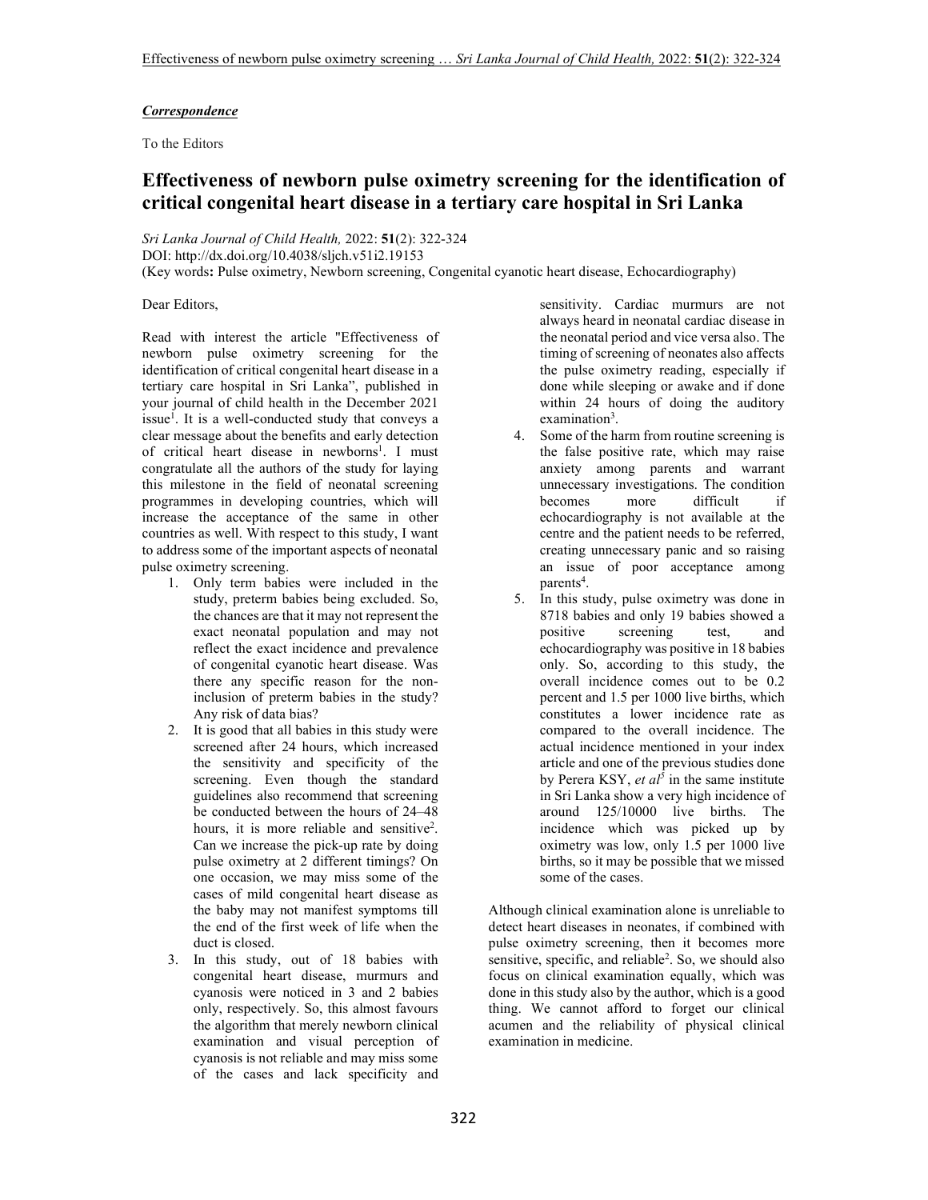***Correspondence***

To the Editors

# Effectiveness of newborn pulse oximetry screening for the identification of critical congenital heart disease in a tertiary care hospital in Sri Lanka

*Sri Lanka Journal of Child Health,* 2022: **51**(2): 322-324
DOI: http://dx.doi.org/10.4038/sljch.v51i2.19153
(Key words**:** Pulse oximetry, Newborn screening, Congenital cyanotic heart disease, Echocardiography)

Dear Editors,

Read with interest the article "Effectiveness of newborn pulse oximetry screening for the identification of critical congenital heart disease in a tertiary care hospital in Sri Lanka", published in your journal of child health in the December 2021 issue[1]. It is a well-conducted study that conveys a clear message about the benefits and early detection of critical heart disease in newborns[1]. I must congratulate all the authors of the study for laying this milestone in the field of neonatal screening programmes in developing countries, which will increase the acceptance of the same in other countries as well. With respect to this study, I want to address some of the important aspects of neonatal pulse oximetry screening.

1. Only term babies were included in the study, preterm babies being excluded. So, the chances are that it may not represent the exact neonatal population and may not reflect the exact incidence and prevalence of congenital cyanotic heart disease. Was there any specific reason for the non-inclusion of preterm babies in the study? Any risk of data bias?
2. It is good that all babies in this study were screened after 24 hours, which increased the sensitivity and specificity of the screening. Even though the standard guidelines also recommend that screening be conducted between the hours of 24–48 hours, it is more reliable and sensitive[2]. Can we increase the pick-up rate by doing pulse oximetry at 2 different timings? On one occasion, we may miss some of the cases of mild congenital heart disease as the baby may not manifest symptoms till the end of the first week of life when the duct is closed.
3. In this study, out of 18 babies with congenital heart disease, murmurs and cyanosis were noticed in 3 and 2 babies only, respectively. So, this almost favours the algorithm that merely newborn clinical examination and visual perception of cyanosis is not reliable and may miss some of the cases and lack specificity and sensitivity. Cardiac murmurs are not always heard in neonatal cardiac disease in the neonatal period and vice versa also. The timing of screening of neonates also affects the pulse oximetry reading, especially if done while sleeping or awake and if done within 24 hours of doing the auditory examination[3].
4. Some of the harm from routine screening is the false positive rate, which may raise anxiety among parents and warrant unnecessary investigations. The condition becomes more difficult if echocardiography is not available at the centre and the patient needs to be referred, creating unnecessary panic and so raising an issue of poor acceptance among parents[4].
5. In this study, pulse oximetry was done in 8718 babies and only 19 babies showed a positive screening test, and echocardiography was positive in 18 babies only. So, according to this study, the overall incidence comes out to be 0.2 percent and 1.5 per 1000 live births, which constitutes a lower incidence rate as compared to the overall incidence. The actual incidence mentioned in your index article and one of the previous studies done by Perera KSY, *et al*[5] in the same institute in Sri Lanka show a very high incidence of around 125/10000 live births. The incidence which was picked up by oximetry was low, only 1.5 per 1000 live births, so it may be possible that we missed some of the cases.

Although clinical examination alone is unreliable to detect heart diseases in neonates, if combined with pulse oximetry screening, then it becomes more sensitive, specific, and reliable[2]. So, we should also focus on clinical examination equally, which was done in this study also by the author, which is a good thing. We cannot afford to forget our clinical acumen and the reliability of physical clinical examination in medicine.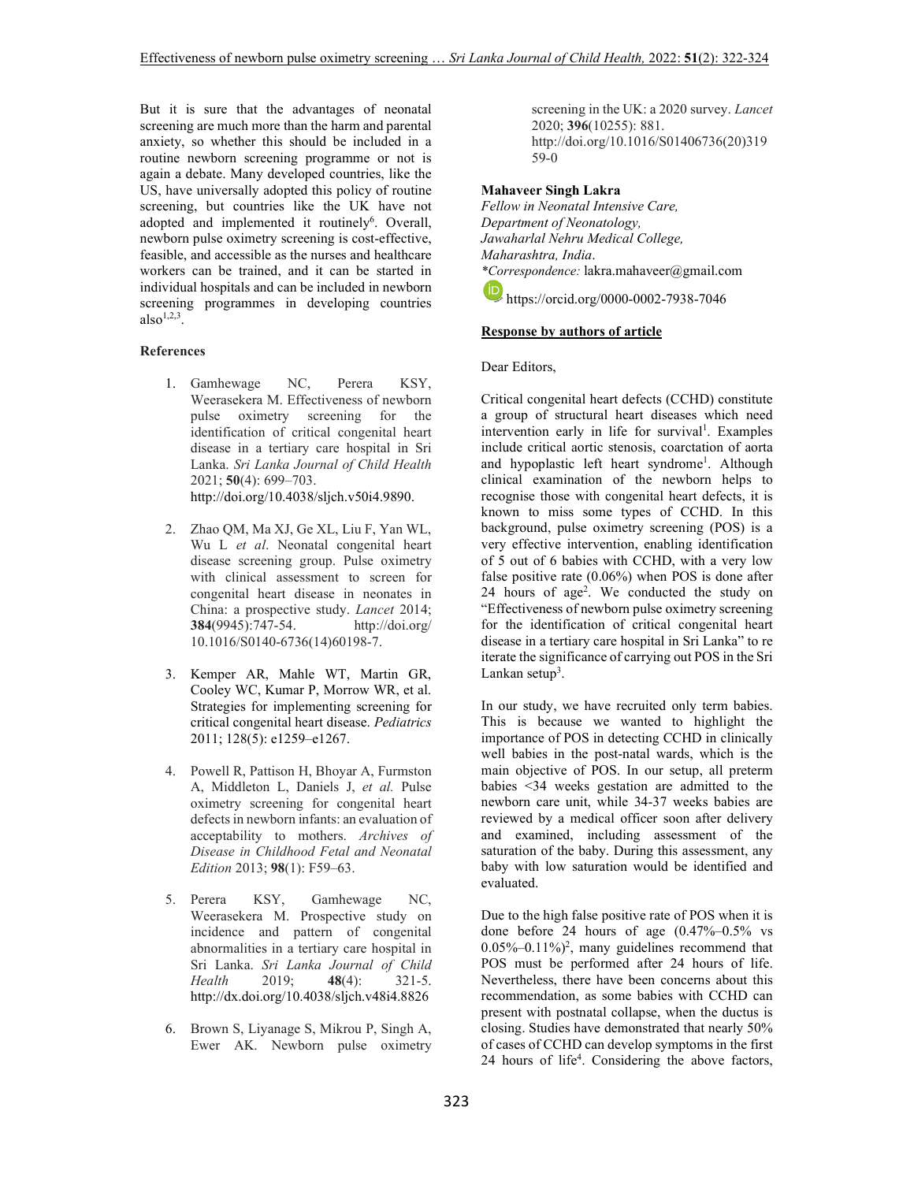But it is sure that the advantages of neonatal screening are much more than the harm and parental anxiety, so whether this should be included in a routine newborn screening programme or not is again a debate. Many developed countries, like the US, have universally adopted this policy of routine screening, but countries like the UK have not adopted and implemented it routinely[6]. Overall, newborn pulse oximetry screening is cost-effective, feasible, and accessible as the nurses and healthcare workers can be trained, and it can be started in individual hospitals and can be included in newborn screening programmes in developing countries also[1,2,3].

**References**

1. Gamhewage NC, Perera KSY, Weerasekera M. Effectiveness of newborn pulse oximetry screening for the identification of critical congenital heart disease in a tertiary care hospital in Sri Lanka. *Sri Lanka Journal of Child Health* 2021; **50**(4): 699–703. http://doi.org/10.4038/sljch.v50i4.9890.

2. Zhao QM, Ma XJ, Ge XL, Liu F, Yan WL, Wu L *et al*. Neonatal congenital heart disease screening group. Pulse oximetry with clinical assessment to screen for congenital heart disease in neonates in China: a prospective study. *Lancet* 2014; **384**(9945):747-54. http://doi.org/ 10.1016/S0140-6736(14)60198-7.

3. Kemper AR, Mahle WT, Martin GR, Cooley WC, Kumar P, Morrow WR, et al. Strategies for implementing screening for critical congenital heart disease. *Pediatrics* 2011; 128(5): e1259–e1267.

4. Powell R, Pattison H, Bhoyar A, Furmston A, Middleton L, Daniels J, *et al.* Pulse oximetry screening for congenital heart defects in newborn infants: an evaluation of acceptability to mothers. *Archives of Disease in Childhood Fetal and Neonatal Edition* 2013; **98**(1): F59–63.

5. Perera KSY, Gamhewage NC, Weerasekera M. Prospective study on incidence and pattern of congenital abnormalities in a tertiary care hospital in Sri Lanka. *Sri Lanka Journal of Child Health* 2019; **48**(4): 321-5. http://dx.doi.org/10.4038/sljch.v48i4.8826

6. Brown S, Liyanage S, Mikrou P, Singh A, Ewer AK. Newborn pulse oximetry screening in the UK: a 2020 survey. *Lancet* 2020; **396**(10255): 881. http://doi.org/10.1016/S01406736(20)31959-0

**Mahaveer Singh Lakra**
*Fellow in Neonatal Intensive Care,*
*Department of Neonatology,*
*Jawaharlal Nehru Medical College,*
*Maharashtra, India*.
*\*Correspondence:* lakra.mahaveer@gmail.com
https://orcid.org/0000-0002-7938-7046

**Response by authors of article**

Dear Editors,

Critical congenital heart defects (CCHD) constitute a group of structural heart diseases which need intervention early in life for survival[1]. Examples include critical aortic stenosis, coarctation of aorta and hypoplastic left heart syndrome[1]. Although clinical examination of the newborn helps to recognise those with congenital heart defects, it is known to miss some types of CCHD. In this background, pulse oximetry screening (POS) is a very effective intervention, enabling identification of 5 out of 6 babies with CCHD, with a very low false positive rate (0.06%) when POS is done after 24 hours of age[2]. We conducted the study on "Effectiveness of newborn pulse oximetry screening for the identification of critical congenital heart disease in a tertiary care hospital in Sri Lanka" to re iterate the significance of carrying out POS in the Sri Lankan setup[3].

In our study, we have recruited only term babies. This is because we wanted to highlight the importance of POS in detecting CCHD in clinically well babies in the post-natal wards, which is the main objective of POS. In our setup, all preterm babies <34 weeks gestation are admitted to the newborn care unit, while 34-37 weeks babies are reviewed by a medical officer soon after delivery and examined, including assessment of the saturation of the baby. During this assessment, any baby with low saturation would be identified and evaluated.

Due to the high false positive rate of POS when it is done before 24 hours of age (0.47%–0.5% vs 0.05%–0.11%)[2], many guidelines recommend that POS must be performed after 24 hours of life. Nevertheless, there have been concerns about this recommendation, as some babies with CCHD can present with postnatal collapse, when the ductus is closing. Studies have demonstrated that nearly 50% of cases of CCHD can develop symptoms in the first 24 hours of life[4]. Considering the above factors,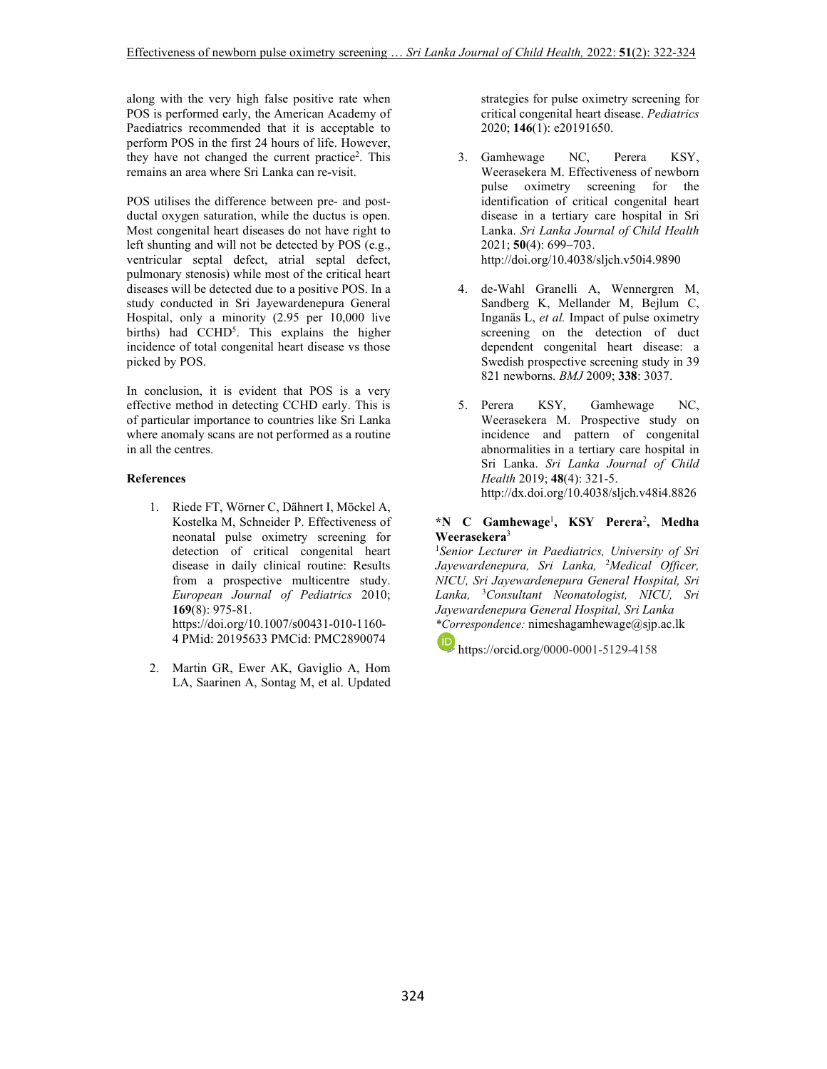along with the very high false positive rate when POS is performed early, the American Academy of Paediatrics recommended that it is acceptable to perform POS in the first 24 hours of life. However, they have not changed the current practice[2]. This remains an area where Sri Lanka can re-visit.

POS utilises the difference between pre- and post-ductal oxygen saturation, while the ductus is open. Most congenital heart diseases do not have right to left shunting and will not be detected by POS (e.g., ventricular septal defect, atrial septal defect, pulmonary stenosis) while most of the critical heart diseases will be detected due to a positive POS. In a study conducted in Sri Jayewardenepura General Hospital, only a minority (2.95 per 10,000 live births) had CCHD[5]. This explains the higher incidence of total congenital heart disease vs those picked by POS.

In conclusion, it is evident that POS is a very effective method in detecting CCHD early. This is of particular importance to countries like Sri Lanka where anomaly scans are not performed as a routine in all the centres.

**References**

1. Riede FT, Wörner C, Dähnert I, Möckel A, Kostelka M, Schneider P. Effectiveness of neonatal pulse oximetry screening for detection of critical congenital heart disease in daily clinical routine: Results from a prospective multicentre study. *European Journal of Pediatrics* 2010; **169**(8): 975-81. https://doi.org/10.1007/s00431-010-1160-4 PMid: 20195633 PMCid: PMC2890074

2. Martin GR, Ewer AK, Gaviglio A, Hom LA, Saarinen A, Sontag M, et al. Updated strategies for pulse oximetry screening for critical congenital heart disease. *Pediatrics* 2020; **146**(1): e20191650.

3. Gamhewage NC, Perera KSY, Weerasekera M. Effectiveness of newborn pulse oximetry screening for the identification of critical congenital heart disease in a tertiary care hospital in Sri Lanka. *Sri Lanka Journal of Child Health* 2021; **50**(4): 699–703. http://doi.org/10.4038/sljch.v50i4.9890

4. de-Wahl Granelli A, Wennergren M, Sandberg K, Mellander M, Bejlum C, Inganäs L, *et al.* Impact of pulse oximetry screening on the detection of duct dependent congenital heart disease: a Swedish prospective screening study in 39 821 newborns. *BMJ* 2009; **338**: 3037.

5. Perera KSY, Gamhewage NC, Weerasekera M. Prospective study on incidence and pattern of congenital abnormalities in a tertiary care hospital in Sri Lanka. *Sri Lanka Journal of Child Health* 2019; **48**(4): 321-5. http://dx.doi.org/10.4038/sljch.v48i4.8826

**\*N C Gamhewage[1], KSY Perera[2], Medha Weerasekera[3]**

[1]*Senior Lecturer in Paediatrics, University of Sri Jayewardenepura, Sri Lanka,* [2]*Medical Officer, NICU, Sri Jayewardenepura General Hospital, Sri Lanka,* [3]*Consultant Neonatologist, NICU, Sri Jayewardenepura General Hospital, Sri Lanka*

*\*Correspondence:* nimeshagamhewage@sjp.ac.lk

https://orcid.org/0000-0001-5129-4158